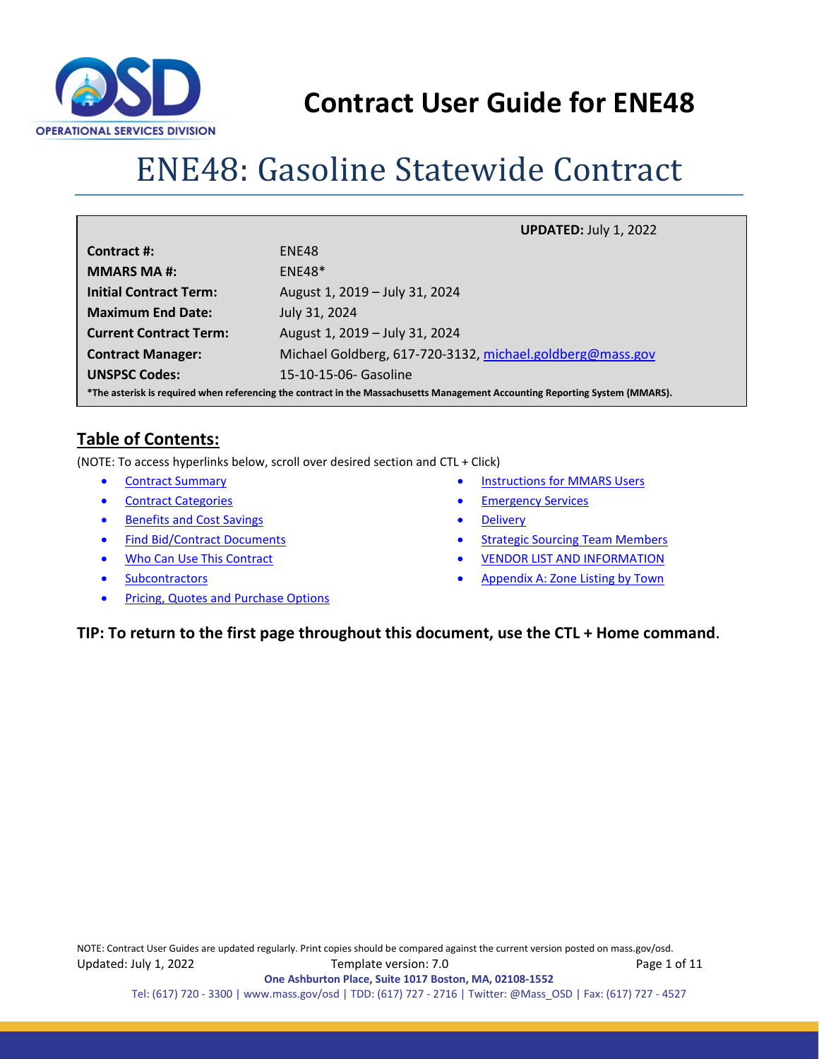# Contract User Guide for ENE48

# ENE48: Gasoline Statewide Contract

**UPDATED:** July 1, 2022

| | |
|---|---|
| **Contract #:** | ENE48 |
| **MMARS MA #:** | ENE48* |
| **Initial Contract Term:** | August 1, 2019 – July 31, 2024 |
| **Maximum End Date:** | July 31, 2024 |
| **Current Contract Term:** | August 1, 2019 – July 31, 2024 |
| **Contract Manager:** | Michael Goldberg, 617-720-3132, michael.goldberg@mass.gov |
| **UNSPSC Codes:** | 15-10-15-06- Gasoline |

***The asterisk is required when referencing the contract in the Massachusetts Management Accounting Reporting System (MMARS).**

## Table of Contents:

(NOTE: To access hyperlinks below, scroll over desired section and CTL + Click)

- Contract Summary
- Contract Categories
- Benefits and Cost Savings
- Find Bid/Contract Documents
- Who Can Use This Contract
- Subcontractors
- Pricing, Quotes and Purchase Options
- Instructions for MMARS Users
- Emergency Services
- Delivery
- Strategic Sourcing Team Members
- VENDOR LIST AND INFORMATION
- Appendix A: Zone Listing by Town

**TIP: To return to the first page throughout this document, use the CTL + Home command.**

NOTE: Contract User Guides are updated regularly. Print copies should be compared against the current version posted on mass.gov/osd.

Updated: July 1, 2022 Template version: 7.0

**One Ashburton Place, Suite 1017 Boston, MA, 02108-1552**

Tel: (617) 720 - 3300 | www.mass.gov/osd | TDD: (617) 727 - 2716 | Twitter: @Mass_OSD | Fax: (617) 727 - 4527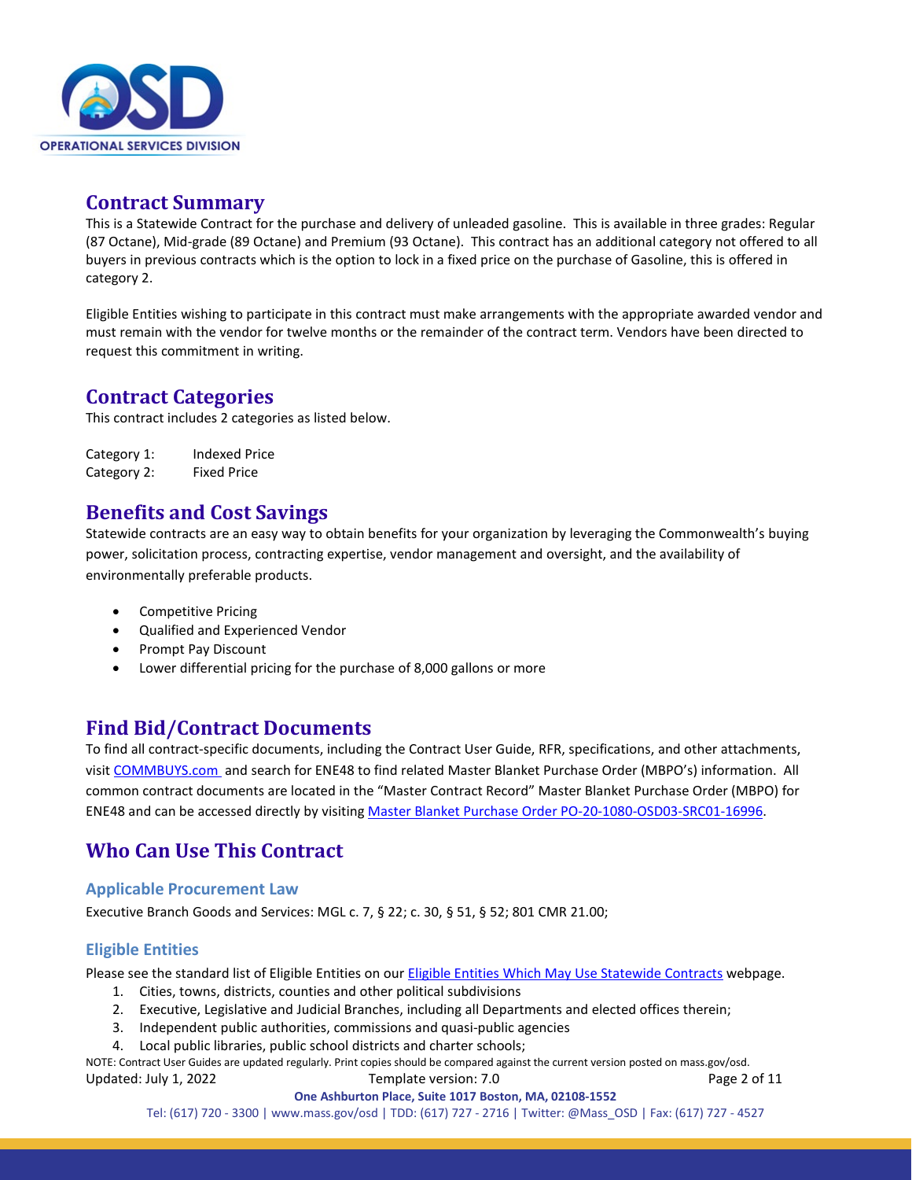## Contract Summary

This is a Statewide Contract for the purchase and delivery of unleaded gasoline. This is available in three grades: Regular (87 Octane), Mid-grade (89 Octane) and Premium (93 Octane). This contract has an additional category not offered to all buyers in previous contracts which is the option to lock in a fixed price on the purchase of Gasoline, this is offered in category 2.

Eligible Entities wishing to participate in this contract must make arrangements with the appropriate awarded vendor and must remain with the vendor for twelve months or the remainder of the contract term. Vendors have been directed to request this commitment in writing.

## Contract Categories

This contract includes 2 categories as listed below.

Category 1: Indexed Price
Category 2: Fixed Price

## Benefits and Cost Savings

Statewide contracts are an easy way to obtain benefits for your organization by leveraging the Commonwealth's buying power, solicitation process, contracting expertise, vendor management and oversight, and the availability of environmentally preferable products.

- Competitive Pricing
- Qualified and Experienced Vendor
- Prompt Pay Discount
- Lower differential pricing for the purchase of 8,000 gallons or more

## Find Bid/Contract Documents

To find all contract-specific documents, including the Contract User Guide, RFR, specifications, and other attachments, visit COMMBUYS.com and search for ENE48 to find related Master Blanket Purchase Order (MBPO's) information. All common contract documents are located in the "Master Contract Record" Master Blanket Purchase Order (MBPO) for ENE48 and can be accessed directly by visiting Master Blanket Purchase Order PO-20-1080-OSD03-SRC01-16996.

## Who Can Use This Contract

### Applicable Procurement Law

Executive Branch Goods and Services: MGL c. 7, § 22; c. 30, § 51, § 52; 801 CMR 21.00;

### Eligible Entities

Please see the standard list of Eligible Entities on our Eligible Entities Which May Use Statewide Contracts webpage.

1. Cities, towns, districts, counties and other political subdivisions
2. Executive, Legislative and Judicial Branches, including all Departments and elected offices therein;
3. Independent public authorities, commissions and quasi-public agencies
4. Local public libraries, public school districts and charter schools;

NOTE: Contract User Guides are updated regularly. Print copies should be compared against the current version posted on mass.gov/osd.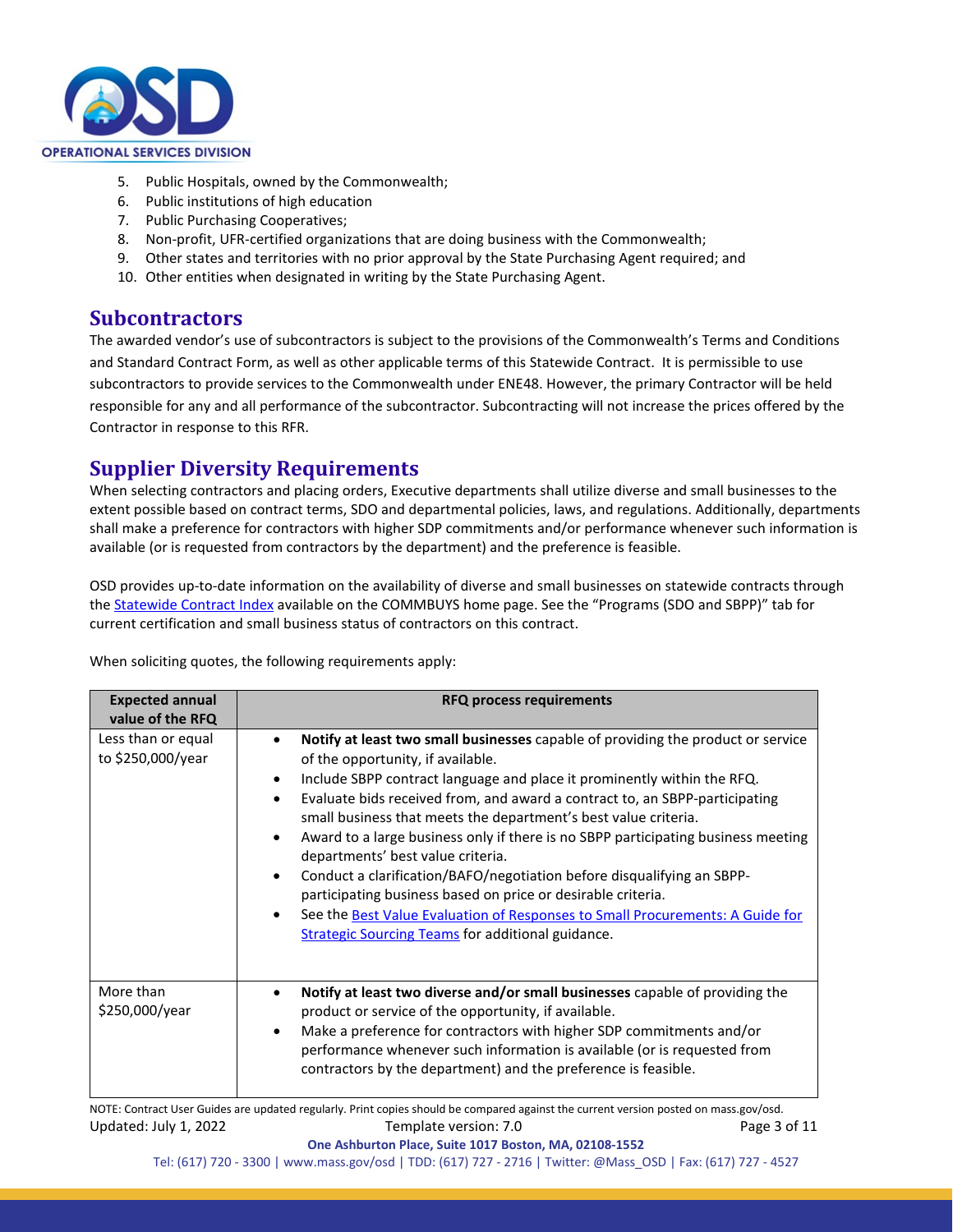5. Public Hospitals, owned by the Commonwealth;
6. Public institutions of high education
7. Public Purchasing Cooperatives;
8. Non-profit, UFR-certified organizations that are doing business with the Commonwealth;
9. Other states and territories with no prior approval by the State Purchasing Agent required; and
10. Other entities when designated in writing by the State Purchasing Agent.

## Subcontractors

The awarded vendor's use of subcontractors is subject to the provisions of the Commonwealth's Terms and Conditions and Standard Contract Form, as well as other applicable terms of this Statewide Contract. It is permissible to use subcontractors to provide services to the Commonwealth under ENE48. However, the primary Contractor will be held responsible for any and all performance of the subcontractor. Subcontracting will not increase the prices offered by the Contractor in response to this RFR.

## Supplier Diversity Requirements

When selecting contractors and placing orders, Executive departments shall utilize diverse and small businesses to the extent possible based on contract terms, SDO and departmental policies, laws, and regulations. Additionally, departments shall make a preference for contractors with higher SDP commitments and/or performance whenever such information is available (or is requested from contractors by the department) and the preference is feasible.

OSD provides up-to-date information on the availability of diverse and small businesses on statewide contracts through the Statewide Contract Index available on the COMMBUYS home page. See the "Programs (SDO and SBPP)" tab for current certification and small business status of contractors on this contract.

When soliciting quotes, the following requirements apply:

| Expected annual value of the RFQ | RFQ process requirements |
| --- | --- |
| Less than or equal to $250,000/year | • **Notify at least two small businesses** capable of providing the product or service of the opportunity, if available.<br>• Include SBPP contract language and place it prominently within the RFQ.<br>• Evaluate bids received from, and award a contract to, an SBPP-participating small business that meets the department's best value criteria.<br>• Award to a large business only if there is no SBPP participating business meeting departments' best value criteria.<br>• Conduct a clarification/BAFO/negotiation before disqualifying an SBPP-participating business based on price or desirable criteria.<br>• See the Best Value Evaluation of Responses to Small Procurements: A Guide for Strategic Sourcing Teams for additional guidance. |
| More than $250,000/year | • **Notify at least two diverse and/or small businesses** capable of providing the product or service of the opportunity, if available.<br>• Make a preference for contractors with higher SDP commitments and/or performance whenever such information is available (or is requested from contractors by the department) and the preference is feasible. |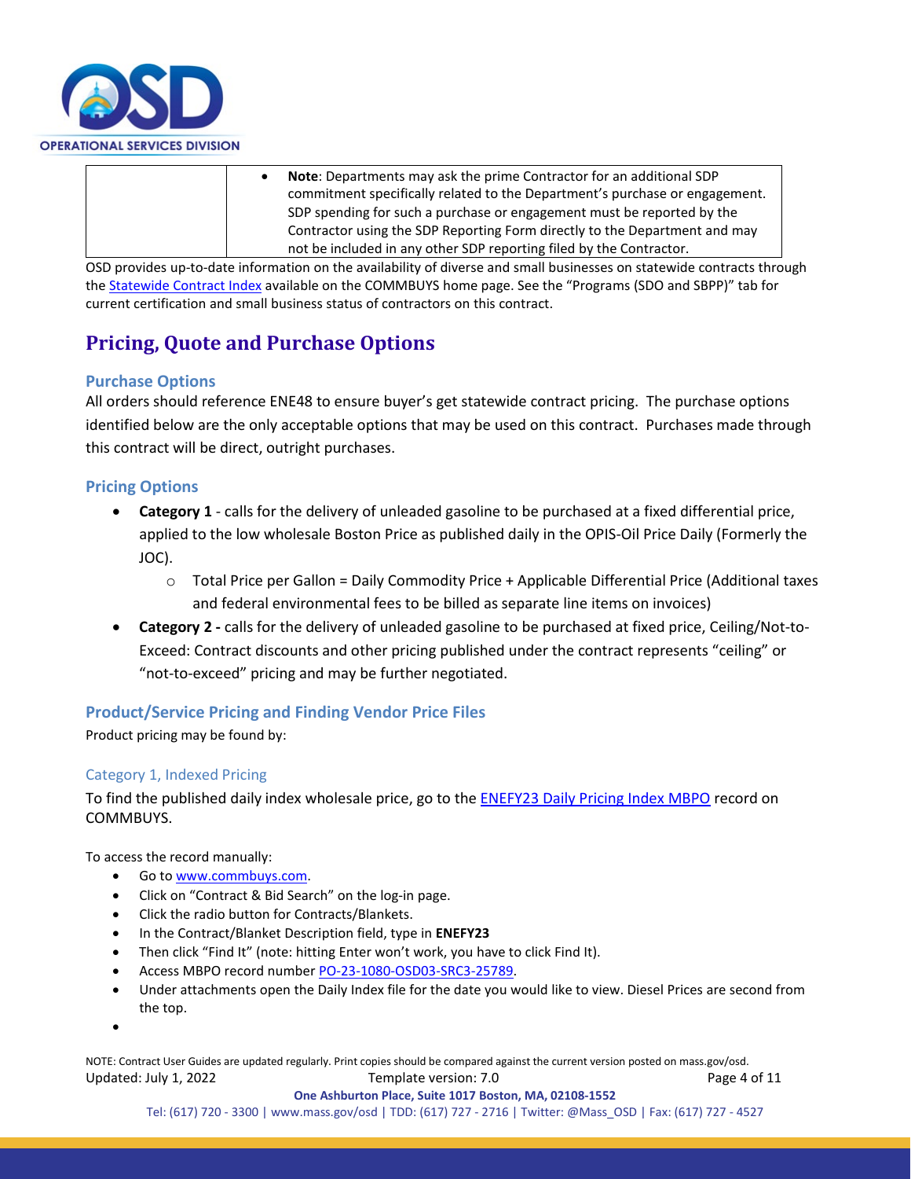| | • **Note**: Departments may ask the prime Contractor for an additional SDP commitment specifically related to the Department's purchase or engagement. SDP spending for such a purchase or engagement must be reported by the Contractor using the SDP Reporting Form directly to the Department and may not be included in any other SDP reporting filed by the Contractor. |
|---|---|

OSD provides up-to-date information on the availability of diverse and small businesses on statewide contracts through the Statewide Contract Index available on the COMMBUYS home page. See the "Programs (SDO and SBPP)" tab for current certification and small business status of contractors on this contract.

## Pricing, Quote and Purchase Options

### Purchase Options

All orders should reference ENE48 to ensure buyer's get statewide contract pricing. The purchase options identified below are the only acceptable options that may be used on this contract. Purchases made through this contract will be direct, outright purchases.

### Pricing Options

- **Category 1** - calls for the delivery of unleaded gasoline to be purchased at a fixed differential price, applied to the low wholesale Boston Price as published daily in the OPIS-Oil Price Daily (Formerly the JOC).
  - Total Price per Gallon = Daily Commodity Price + Applicable Differential Price (Additional taxes and federal environmental fees to be billed as separate line items on invoices)
- **Category 2 -** calls for the delivery of unleaded gasoline to be purchased at fixed price, Ceiling/Not-to-Exceed: Contract discounts and other pricing published under the contract represents "ceiling" or "not-to-exceed" pricing and may be further negotiated.

### Product/Service Pricing and Finding Vendor Price Files

Product pricing may be found by:

#### Category 1, Indexed Pricing

To find the published daily index wholesale price, go to the ENEFY23 Daily Pricing Index MBPO record on COMMBUYS.

To access the record manually:

- Go to www.commbuys.com.
- Click on "Contract & Bid Search" on the log-in page.
- Click the radio button for Contracts/Blankets.
- In the Contract/Blanket Description field, type in **ENEFY23**
- Then click "Find It" (note: hitting Enter won't work, you have to click Find It).
- Access MBPO record number PO-23-1080-OSD03-SRC3-25789.
- Under attachments open the Daily Index file for the date you would like to view. Diesel Prices are second from the top.
-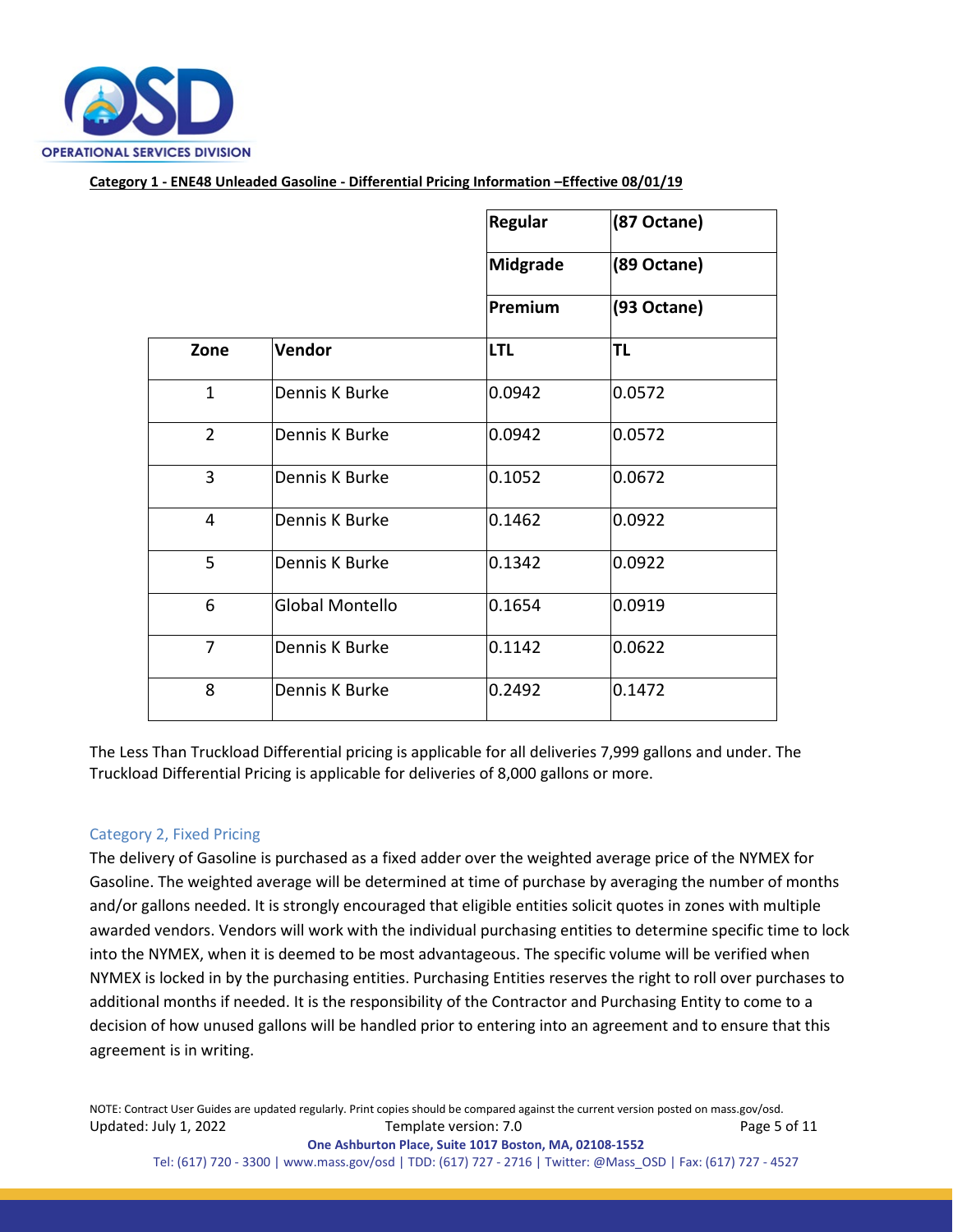**Category 1 - ENE48 Unleaded Gasoline - Differential Pricing Information –Effective 08/01/19**

| | | Regular | (87 Octane) |
|---|---|---|---|
| | | Midgrade | (89 Octane) |
| | | Premium | (93 Octane) |
| Zone | Vendor | LTL | TL |
| 1 | Dennis K Burke | 0.0942 | 0.0572 |
| 2 | Dennis K Burke | 0.0942 | 0.0572 |
| 3 | Dennis K Burke | 0.1052 | 0.0672 |
| 4 | Dennis K Burke | 0.1462 | 0.0922 |
| 5 | Dennis K Burke | 0.1342 | 0.0922 |
| 6 | Global Montello | 0.1654 | 0.0919 |
| 7 | Dennis K Burke | 0.1142 | 0.0622 |
| 8 | Dennis K Burke | 0.2492 | 0.1472 |

The Less Than Truckload Differential pricing is applicable for all deliveries 7,999 gallons and under. The Truckload Differential Pricing is applicable for deliveries of 8,000 gallons or more.

## Category 2, Fixed Pricing

The delivery of Gasoline is purchased as a fixed adder over the weighted average price of the NYMEX for Gasoline. The weighted average will be determined at time of purchase by averaging the number of months and/or gallons needed. It is strongly encouraged that eligible entities solicit quotes in zones with multiple awarded vendors. Vendors will work with the individual purchasing entities to determine specific time to lock into the NYMEX, when it is deemed to be most advantageous. The specific volume will be verified when NYMEX is locked in by the purchasing entities. Purchasing Entities reserves the right to roll over purchases to additional months if needed. It is the responsibility of the Contractor and Purchasing Entity to come to a decision of how unused gallons will be handled prior to entering into an agreement and to ensure that this agreement is in writing.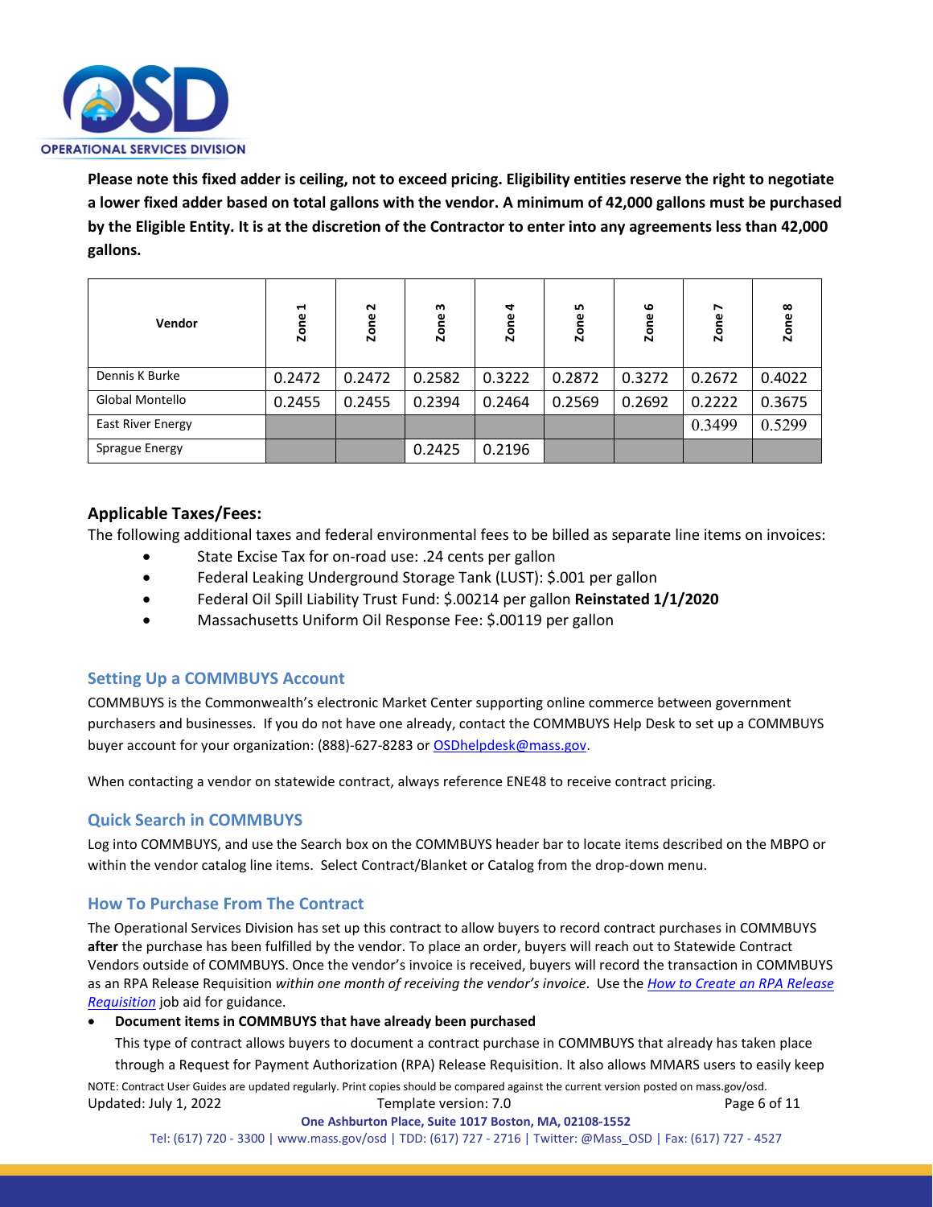**Please note this fixed adder is ceiling, not to exceed pricing. Eligibility entities reserve the right to negotiate a lower fixed adder based on total gallons with the vendor. A minimum of 42,000 gallons must be purchased by the Eligible Entity. It is at the discretion of the Contractor to enter into any agreements less than 42,000 gallons.**

| Vendor | Zone 1 | Zone 2 | Zone 3 | Zone 4 | Zone 5 | Zone 6 | Zone 7 | Zone 8 |
|---|---|---|---|---|---|---|---|---|
| Dennis K Burke | 0.2472 | 0.2472 | 0.2582 | 0.3222 | 0.2872 | 0.3272 | 0.2672 | 0.4022 |
| Global Montello | 0.2455 | 0.2455 | 0.2394 | 0.2464 | 0.2569 | 0.2692 | 0.2222 | 0.3675 |
| East River Energy | | | | | | | 0.3499 | 0.5299 |
| Sprague Energy | | | 0.2425 | 0.2196 | | | | |

### Applicable Taxes/Fees:

The following additional taxes and federal environmental fees to be billed as separate line items on invoices:

- State Excise Tax for on-road use: .24 cents per gallon
- Federal Leaking Underground Storage Tank (LUST): $.001 per gallon
- Federal Oil Spill Liability Trust Fund: $.00214 per gallon **Reinstated 1/1/2020**
- Massachusetts Uniform Oil Response Fee: $.00119 per gallon

## Setting Up a COMMBUYS Account

COMMBUYS is the Commonwealth's electronic Market Center supporting online commerce between government purchasers and businesses. If you do not have one already, contact the COMMBUYS Help Desk to set up a COMMBUYS buyer account for your organization: (888)-627-8283 or OSDhelpdesk@mass.gov.

When contacting a vendor on statewide contract, always reference ENE48 to receive contract pricing.

## Quick Search in COMMBUYS

Log into COMMBUYS, and use the Search box on the COMMBUYS header bar to locate items described on the MBPO or within the vendor catalog line items. Select Contract/Blanket or Catalog from the drop-down menu.

## How To Purchase From The Contract

The Operational Services Division has set up this contract to allow buyers to record contract purchases in COMMBUYS **after** the purchase has been fulfilled by the vendor. To place an order, buyers will reach out to Statewide Contract Vendors outside of COMMBUYS. Once the vendor's invoice is received, buyers will record the transaction in COMMBUYS as an RPA Release Requisition *within one month of receiving the vendor's invoice*. Use the *How to Create an RPA Release Requisition* job aid for guidance.

- **Document items in COMMBUYS that have already been purchased**

  This type of contract allows buyers to document a contract purchase in COMMBUYS that already has taken place through a Request for Payment Authorization (RPA) Release Requisition. It also allows MMARS users to easily keep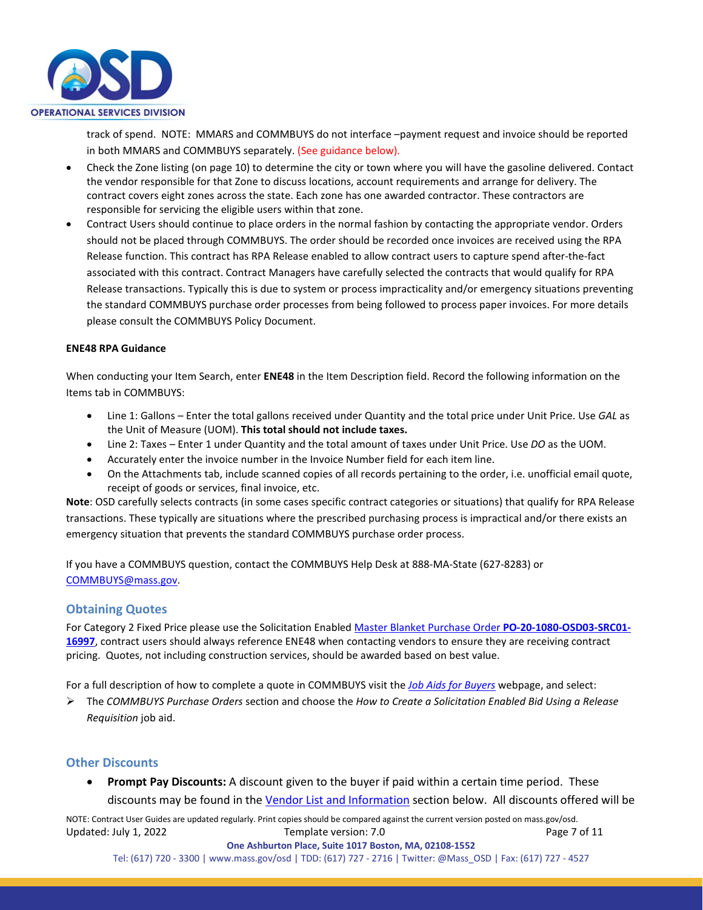track of spend. NOTE: MMARS and COMMBUYS do not interface –payment request and invoice should be reported in both MMARS and COMMBUYS separately. (See guidance below).

- Check the Zone listing (on page 10) to determine the city or town where you will have the gasoline delivered. Contact the vendor responsible for that Zone to discuss locations, account requirements and arrange for delivery. The contract covers eight zones across the state. Each zone has one awarded contractor. These contractors are responsible for servicing the eligible users within that zone.
- Contract Users should continue to place orders in the normal fashion by contacting the appropriate vendor. Orders should not be placed through COMMBUYS. The order should be recorded once invoices are received using the RPA Release function. This contract has RPA Release enabled to allow contract users to capture spend after-the-fact associated with this contract. Contract Managers have carefully selected the contracts that would qualify for RPA Release transactions. Typically this is due to system or process impracticality and/or emergency situations preventing the standard COMMBUYS purchase order processes from being followed to process paper invoices. For more details please consult the COMMBUYS Policy Document.

**ENE48 RPA Guidance**

When conducting your Item Search, enter **ENE48** in the Item Description field. Record the following information on the Items tab in COMMBUYS:

- Line 1: Gallons – Enter the total gallons received under Quantity and the total price under Unit Price. Use *GAL* as the Unit of Measure (UOM). **This total should not include taxes.**
- Line 2: Taxes – Enter 1 under Quantity and the total amount of taxes under Unit Price. Use *DO* as the UOM.
- Accurately enter the invoice number in the Invoice Number field for each item line.
- On the Attachments tab, include scanned copies of all records pertaining to the order, i.e. unofficial email quote, receipt of goods or services, final invoice, etc.

**Note**: OSD carefully selects contracts (in some cases specific contract categories or situations) that qualify for RPA Release transactions. These typically are situations where the prescribed purchasing process is impractical and/or there exists an emergency situation that prevents the standard COMMBUYS purchase order process.

If you have a COMMBUYS question, contact the COMMBUYS Help Desk at 888-MA-State (627-8283) or COMMBUYS@mass.gov.

## Obtaining Quotes

For Category 2 Fixed Price please use the Solicitation Enabled Master Blanket Purchase Order **PO-20-1080-OSD03-SRC01-16997**, contract users should always reference ENE48 when contacting vendors to ensure they are receiving contract pricing. Quotes, not including construction services, should be awarded based on best value.

For a full description of how to complete a quote in COMMBUYS visit the *Job Aids for Buyers* webpage, and select:

- The *COMMBUYS Purchase Orders* section and choose the *How to Create a Solicitation Enabled Bid Using a Release Requisition* job aid.

## Other Discounts

- **Prompt Pay Discounts:** A discount given to the buyer if paid within a certain time period. These discounts may be found in the Vendor List and Information section below. All discounts offered will be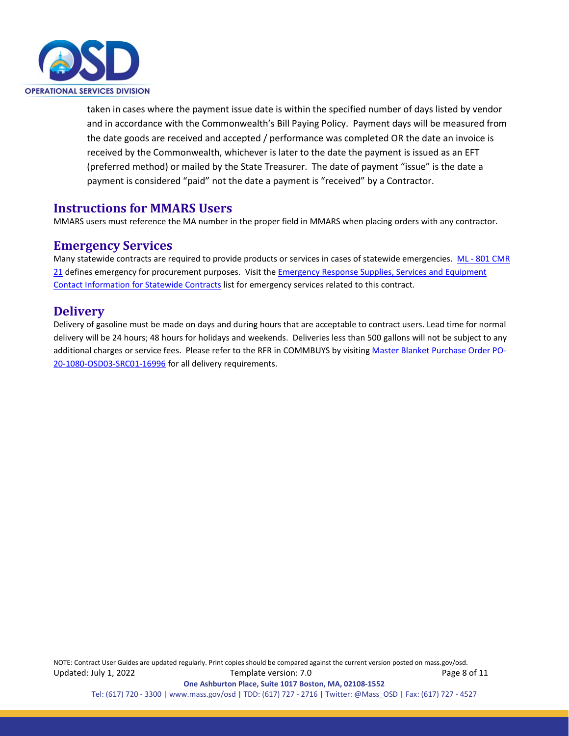taken in cases where the payment issue date is within the specified number of days listed by vendor and in accordance with the Commonwealth's Bill Paying Policy. Payment days will be measured from the date goods are received and accepted / performance was completed OR the date an invoice is received by the Commonwealth, whichever is later to the date the payment is issued as an EFT (preferred method) or mailed by the State Treasurer. The date of payment "issue" is the date a payment is considered "paid" not the date a payment is "received" by a Contractor.

## Instructions for MMARS Users

MMARS users must reference the MA number in the proper field in MMARS when placing orders with any contractor.

## Emergency Services

Many statewide contracts are required to provide products or services in cases of statewide emergencies. ML - 801 CMR 21 defines emergency for procurement purposes. Visit the Emergency Response Supplies, Services and Equipment Contact Information for Statewide Contracts list for emergency services related to this contract.

## Delivery

Delivery of gasoline must be made on days and during hours that are acceptable to contract users. Lead time for normal delivery will be 24 hours; 48 hours for holidays and weekends. Deliveries less than 500 gallons will not be subject to any additional charges or service fees. Please refer to the RFR in COMMBUYS by visiting Master Blanket Purchase Order PO-20-1080-OSD03-SRC01-16996 for all delivery requirements.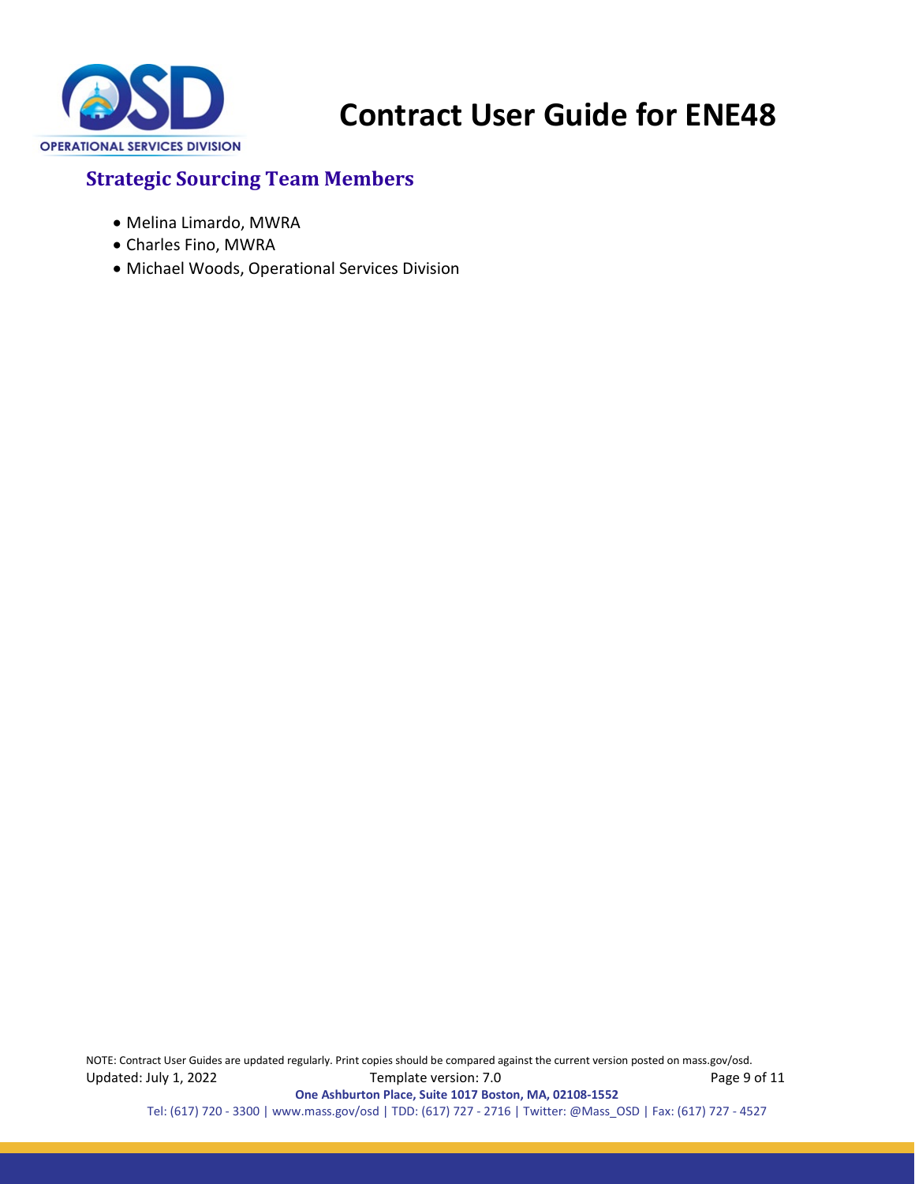## Strategic Sourcing Team Members

- Melina Limardo, MWRA
- Charles Fino, MWRA
- Michael Woods, Operational Services Division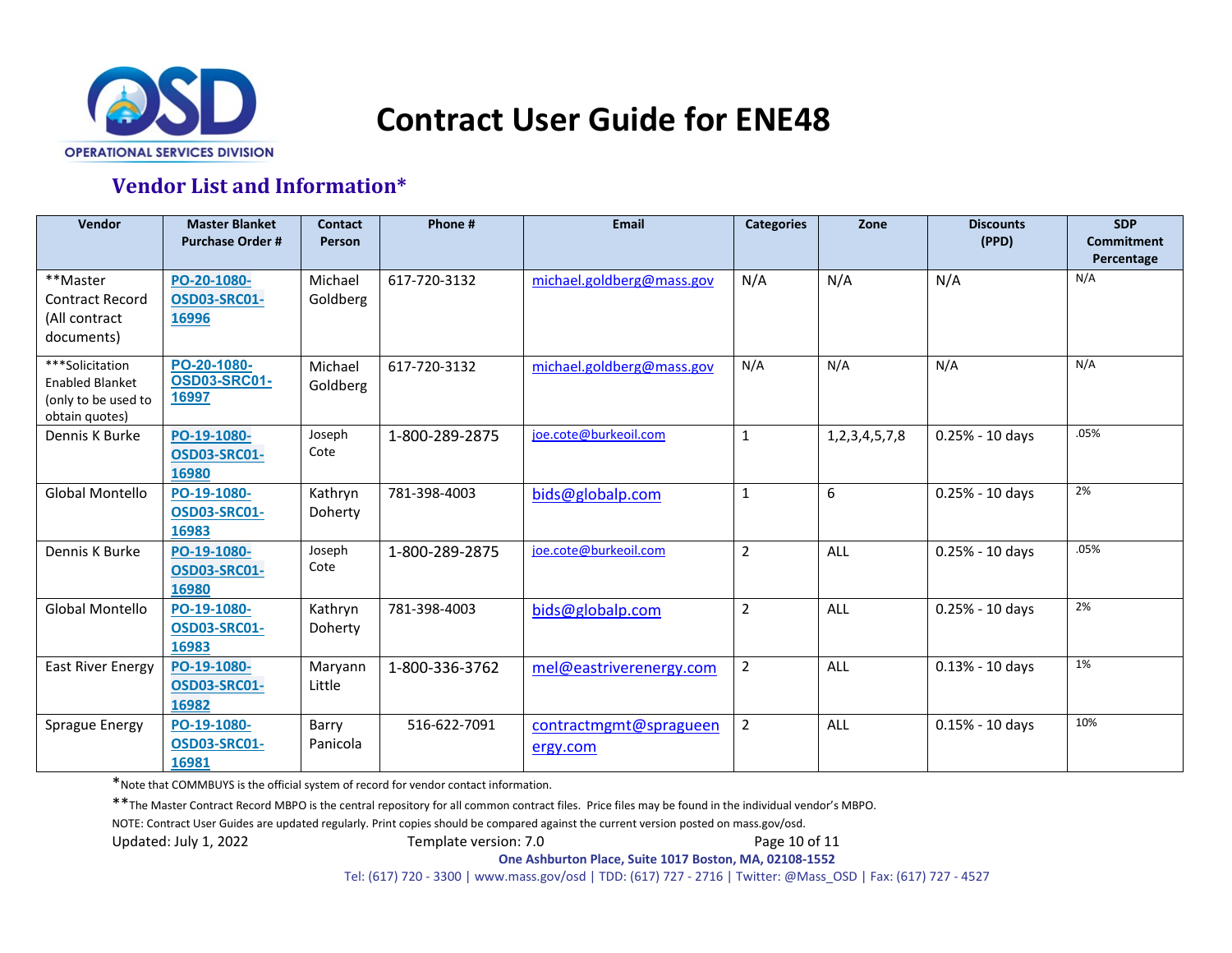# Contract User Guide for ENE48

## Vendor List and Information*

| Vendor | Master Blanket Purchase Order # | Contact Person | Phone # | Email | Categories | Zone | Discounts (PPD) | SDP Commitment Percentage |
|---|---|---|---|---|---|---|---|---|
| **Master Contract Record (All contract documents) | PO-20-1080-OSD03-SRC01-16996 | Michael Goldberg | 617-720-3132 | michael.goldberg@mass.gov | N/A | N/A | N/A | N/A |
| ***Solicitation Enabled Blanket (only to be used to obtain quotes) | PO-20-1080-OSD03-SRC01-16997 | Michael Goldberg | 617-720-3132 | michael.goldberg@mass.gov | N/A | N/A | N/A | N/A |
| Dennis K Burke | PO-19-1080-OSD03-SRC01-16980 | Joseph Cote | 1-800-289-2875 | joe.cote@burkeoil.com | 1 | 1,2,3,4,5,7,8 | 0.25% - 10 days | .05% |
| Global Montello | PO-19-1080-OSD03-SRC01-16983 | Kathryn Doherty | 781-398-4003 | bids@globalp.com | 1 | 6 | 0.25% - 10 days | 2% |
| Dennis K Burke | PO-19-1080-OSD03-SRC01-16980 | Joseph Cote | 1-800-289-2875 | joe.cote@burkeoil.com | 2 | ALL | 0.25% - 10 days | .05% |
| Global Montello | PO-19-1080-OSD03-SRC01-16983 | Kathryn Doherty | 781-398-4003 | bids@globalp.com | 2 | ALL | 0.25% - 10 days | 2% |
| East River Energy | PO-19-1080-OSD03-SRC01-16982 | Maryann Little | 1-800-336-3762 | mel@eastriverenergy.com | 2 | ALL | 0.13% - 10 days | 1% |
| Sprague Energy | PO-19-1080-OSD03-SRC01-16981 | Barry Panicola | 516-622-7091 | contractmgmt@spragueenergy.com | 2 | ALL | 0.15% - 10 days | 10% |

*Note that COMMBUYS is the official system of record for vendor contact information.

**The Master Contract Record MBPO is the central repository for all common contract files. Price files may be found in the individual vendor's MBPO.

NOTE: Contract User Guides are updated regularly. Print copies should be compared against the current version posted on mass.gov/osd.

Updated: July 1, 2022 Template version: 7.0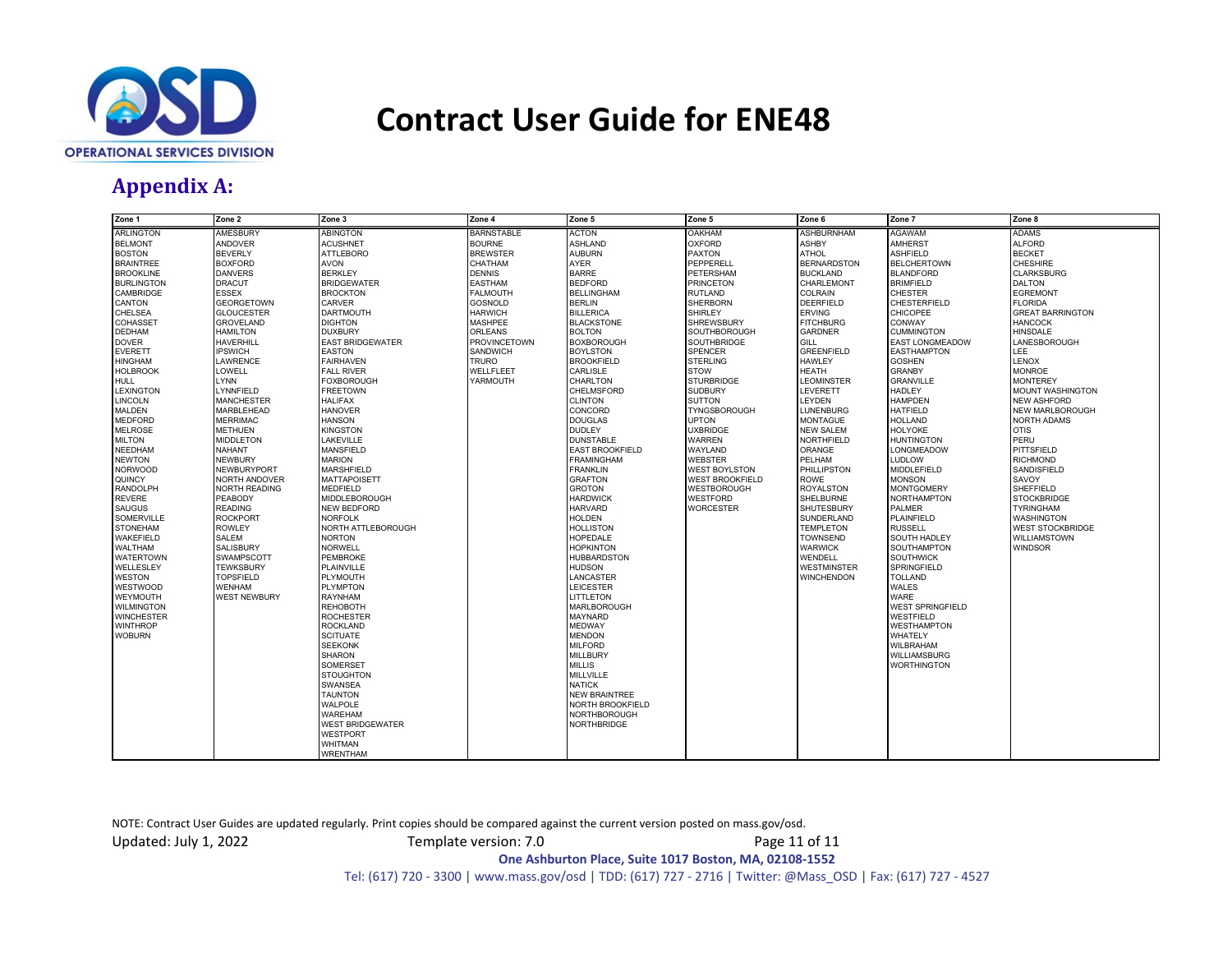# Contract User Guide for ENE48

## Appendix A:

| Zone 1 | Zone 2 | Zone 3 | Zone 4 | Zone 5 | Zone 5 | Zone 6 | Zone 7 | Zone 8 |
|---|---|---|---|---|---|---|---|---|
| ARLINGTON | AMESBURY | ABINGTON | BARNSTABLE | ACTON | OAKHAM | ASHBURNHAM | AGAWAM | ADAMS |
| BELMONT | ANDOVER | ACUSHNET | BOURNE | ASHLAND | OXFORD | ASHBY | AMHERST | ALFORD |
| BOSTON | BEVERLY | ATTLEBORO | BREWSTER | AUBURN | PAXTON | ATHOL | ASHFIELD | BECKET |
| BRAINTREE | BOXFORD | AVON | CHATHAM | AYER | PEPPERELL | BERNARDSTON | BELCHERTOWN | CHESHIRE |
| BROOKLINE | DANVERS | BERKLEY | DENNIS | BARRE | PETERSHAM | BUCKLAND | BLANDFORD | CLARKSBURG |
| BURLINGTON | DRACUT | BRIDGEWATER | EASTHAM | BEDFORD | PRINCETON | CHARLEMONT | BRIMFIELD | DALTON |
| CAMBRIDGE | ESSEX | BROCKTON | FALMOUTH | BELLINGHAM | RUTLAND | COLRAIN | CHESTER | EGREMONT |
| CANTON | GEORGETOWN | CARVER | GOSNOLD | BERLIN | SHERBORN | DEERFIELD | CHESTERFIELD | FLORIDA |
| CHELSEA | GLOUCESTER | DARTMOUTH | HARWICH | BILLERICA | SHIRLEY | ERVING | CHICOPEE | GREAT BARRINGTON |
| COHASSET | GROVELAND | DIGHTON | MASHPEE | BLACKSTONE | SHREWSBURY | FITCHBURG | CONWAY | HANCOCK |
| DEDHAM | HAMILTON | DUXBURY | ORLEANS | BOLTON | SOUTHBOROUGH | GARDNER | CUMMINGTON | HINSDALE |
| DOVER | HAVERHILL | EAST BRIDGEWATER | PROVINCETOWN | BOXBOROUGH | SOUTHBRIDGE | GILL | EAST LONGMEADOW | LANESBOROUGH |
| EVERETT | IPSWICH | EASTON | SANDWICH | BOYLSTON | SPENCER | GREENFIELD | EASTHAMPTON | LEE |
| HINGHAM | LAWRENCE | FAIRHAVEN | TRURO | BROOKFIELD | STERLING | HAWLEY | GOSHEN | LENOX |
| HOLBROOK | LOWELL | FALL RIVER | WELLFLEET | CARLISLE | STOW | HEATH | GRANBY | MONROE |
| HULL | LYNN | FOXBOROUGH | YARMOUTH | CHARLTON | STURBRIDGE | LEOMINSTER | GRANVILLE | MONTEREY |
| LEXINGTON | LYNNFIELD | FREETOWN | | CHELMSFORD | SUDBURY | LEVERETT | HADLEY | MOUNT WASHINGTON |
| LINCOLN | MANCHESTER | HALIFAX | | CLINTON | SUTTON | LEYDEN | HAMPDEN | NEW ASHFORD |
| MALDEN | MARBLEHEAD | HANOVER | | CONCORD | TYNGSBOROUGH | LUNENBURG | HATFIELD | NEW MARLBOROUGH |
| MEDFORD | MERRIMAC | HANSON | | DOUGLAS | UPTON | MONTAGUE | HOLLAND | NORTH ADAMS |
| MELROSE | METHUEN | KINGSTON | | DUDLEY | UXBRIDGE | NEW SALEM | HOLYOKE | OTIS |
| MILTON | MIDDLETON | LAKEVILLE | | DUNSTABLE | WARREN | NORTHFIELD | HUNTINGTON | PERU |
| NEEDHAM | NAHANT | MANSFIELD | | EAST BROOKFIELD | WAYLAND | ORANGE | LONGMEADOW | PITTSFIELD |
| NEWTON | NEWBURY | MARION | | FRAMINGHAM | WEBSTER | PELHAM | LUDLOW | RICHMOND |
| NORWOOD | NEWBURYPORT | MARSHFIELD | | FRANKLIN | WEST BOYLSTON | PHILLIPSTON | MIDDLEFIELD | SANDISFIELD |
| QUINCY | NORTH ANDOVER | MATTAPOISETT | | GRAFTON | WEST BROOKFIELD | ROWE | MONSON | SAVOY |
| RANDOLPH | NORTH READING | MEDFIELD | | GROTON | WESTBOROUGH | ROYALSTON | MONTGOMERY | SHEFFIELD |
| REVERE | PEABODY | MIDDLEBOROUGH | | HARDWICK | WESTFORD | SHELBURNE | NORTHAMPTON | STOCKBRIDGE |
| SAUGUS | READING | NEW BEDFORD | | HARVARD | WORCESTER | SHUTESBURY | PALMER | TYRINGHAM |
| SOMERVILLE | ROCKPORT | NORFOLK | | HOLDEN | | SUNDERLAND | PLAINFIELD | WASHINGTON |
| STONEHAM | ROWLEY | NORTH ATTLEBOROUGH | | HOLLISTON | | TEMPLETON | RUSSELL | WEST STOCKBRIDGE |
| WAKEFIELD | SALEM | NORTON | | HOPEDALE | | TOWNSEND | SOUTH HADLEY | WILLIAMSTOWN |
| WALTHAM | SALISBURY | NORWELL | | HOPKINTON | | WARWICK | SOUTHAMPTON | WINDSOR |
| WATERTOWN | SWAMPSCOTT | PEMBROKE | | HUBBARDSTON | | WENDELL | SOUTHWICK | |
| WELLESLEY | TEWKSBURY | PLAINVILLE | | HUDSON | | WESTMINSTER | SPRINGFIELD | |
| WESTON | TOPSFIELD | PLYMOUTH | | LANCASTER | | WINCHENDON | TOLLAND | |
| WESTWOOD | WENHAM | PLYMPTON | | LEICESTER | | | WALES | |
| WEYMOUTH | WEST NEWBURY | RAYNHAM | | LITTLETON | | | WARE | |
| WILMINGTON | | REHOBOTH | | MARLBOROUGH | | | WEST SPRINGFIELD | |
| WINCHESTER | | ROCHESTER | | MAYNARD | | | WESTFIELD | |
| WINTHROP | | ROCKLAND | | MEDWAY | | | WESTHAMPTON | |
| WOBURN | | SCITUATE | | MENDON | | | WHATELY | |
| | | SEEKONK | | MILFORD | | | WILBRAHAM | |
| | | SHARON | | MILLBURY | | | WILLIAMSBURG | |
| | | SOMERSET | | MILLIS | | | WORTHINGTON | |
| | | STOUGHTON | | MILLVILLE | | | | |
| | | SWANSEA | | NATICK | | | | |
| | | TAUNTON | | NEW BRAINTREE | | | | |
| | | WALPOLE | | NORTH BROOKFIELD | | | | |
| | | WAREHAM | | NORTHBOROUGH | | | | |
| | | WEST BRIDGEWATER | | NORTHBRIDGE | | | | |
| | | WESTPORT | | | | | | |
| | | WHITMAN | | | | | | |
| | | WRENTHAM | | | | | | |

NOTE: Contract User Guides are updated regularly. Print copies should be compared against the current version posted on mass.gov/osd.

Updated: July 1, 2022 Template version: 7.0

**One Ashburton Place, Suite 1017 Boston, MA, 02108-1552**

Tel: (617) 720 - 3300 | www.mass.gov/osd | TDD: (617) 727 - 2716 | Twitter: @Mass_OSD | Fax: (617) 727 - 4527